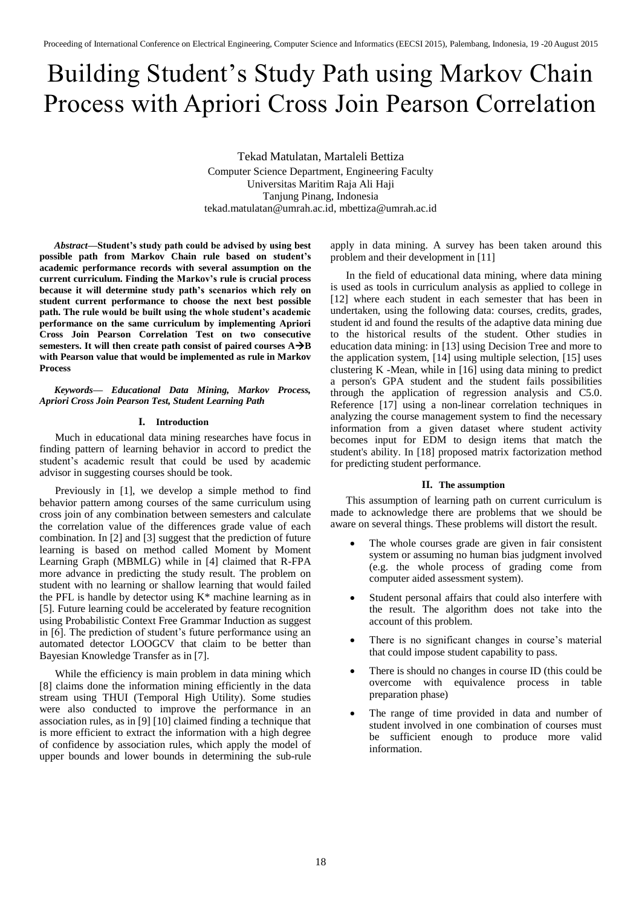# Building Student's Study Path using Markov Chain Process with Apriori Cross Join Pearson Correlation

Tekad Matulatan, Martaleli Bettiza
Computer Science Department, Engineering Faculty
Universitas Maritim Raja Ali Haji
Tanjung Pinang, Indonesia
tekad.matulatan@umrah.ac.id, mbettiza@umrah.ac.id

***Abstract*—Student's study path could be advised by using best possible path from Markov Chain rule based on student's academic performance records with several assumption on the current curriculum. Finding the Markov's rule is crucial process because it will determine study path's scenarios which rely on student current performance to choose the next best possible path. The rule would be built using the whole student's academic performance on the same curriculum by implementing Apriori Cross Join Pearson Correlation Test on two consecutive semesters. It will then create path consist of paired courses A→B with Pearson value that would be implemented as rule in Markov Process**

***Keywords— Educational Data Mining, Markov Process, Apriori Cross Join Pearson Test, Student Learning Path***

## I. Introduction

Much in educational data mining researches have focus in finding pattern of learning behavior in accord to predict the student's academic result that could be used by academic advisor in suggesting courses should be took.

Previously in [1], we develop a simple method to find behavior pattern among courses of the same curriculum using cross join of any combination between semesters and calculate the correlation value of the differences grade value of each combination. In [2] and [3] suggest that the prediction of future learning is based on method called Moment by Moment Learning Graph (MBMLG) while in [4] claimed that R-FPA more advance in predicting the study result. The problem on student with no learning or shallow learning that would failed the PFL is handle by detector using K* machine learning as in [5]. Future learning could be accelerated by feature recognition using Probabilistic Context Free Grammar Induction as suggest in [6]. The prediction of student's future performance using an automated detector LOOGCV that claim to be better than Bayesian Knowledge Transfer as in [7].

While the efficiency is main problem in data mining which [8] claims done the information mining efficiently in the data stream using THUI (Temporal High Utility). Some studies were also conducted to improve the performance in an association rules, as in [9] [10] claimed finding a technique that is more efficient to extract the information with a high degree of confidence by association rules, which apply the model of upper bounds and lower bounds in determining the sub-rule apply in data mining. A survey has been taken around this problem and their development in [11]

In the field of educational data mining, where data mining is used as tools in curriculum analysis as applied to college in [12] where each student in each semester that has been in undertaken, using the following data: courses, credits, grades, student id and found the results of the adaptive data mining due to the historical results of the student. Other studies in education data mining: in [13] using Decision Tree and more to the application system, [14] using multiple selection, [15] uses clustering K -Mean, while in [16] using data mining to predict a person's GPA student and the student fails possibilities through the application of regression analysis and C5.0. Reference [17] using a non-linear correlation techniques in analyzing the course management system to find the necessary information from a given dataset where student activity becomes input for EDM to design items that match the student's ability. In [18] proposed matrix factorization method for predicting student performance.

## II. The assumption

This assumption of learning path on current curriculum is made to acknowledge there are problems that we should be aware on several things. These problems will distort the result.

- The whole courses grade are given in fair consistent system or assuming no human bias judgment involved (e.g. the whole process of grading come from computer aided assessment system).
- Student personal affairs that could also interfere with the result. The algorithm does not take into the account of this problem.
- There is no significant changes in course's material that could impose student capability to pass.
- There is should no changes in course ID (this could be overcome with equivalence process in table preparation phase)
- The range of time provided in data and number of student involved in one combination of courses must be sufficient enough to produce more valid information.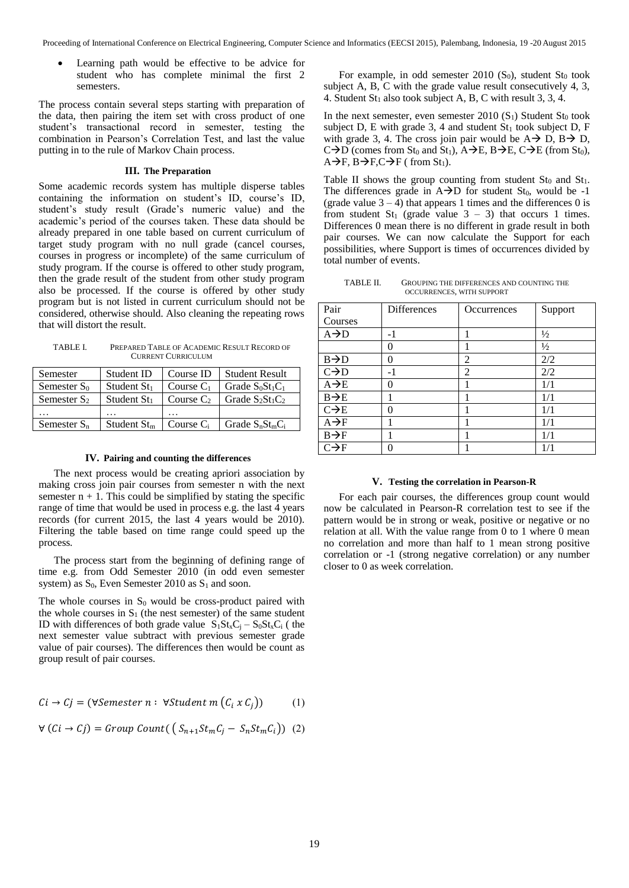- Learning path would be effective to be advice for student who has complete minimal the first 2 semesters.

The process contain several steps starting with preparation of the data, then pairing the item set with cross product of one student's transactional record in semester, testing the combination in Pearson's Correlation Test, and last the value putting in to the rule of Markov Chain process.

## III. The Preparation

Some academic records system has multiple disperse tables containing the information on student's ID, course's ID, student's study result (Grade's numeric value) and the academic's period of the courses taken. These data should be already prepared in one table based on current curriculum of target study program with no null grade (cancel courses, courses in progress or incomplete) of the same curriculum of study program. If the course is offered to other study program, then the grade result of the student from other study program also be processed. If the course is offered by other study program but is not listed in current curriculum should not be considered, otherwise should. Also cleaning the repeating rows that will distort the result.

TABLE I. PREPARED TABLE OF ACADEMIC RESULT RECORD OF CURRENT CURRICULUM

| Semester | Student ID | Course ID | Student Result |
|---|---|---|---|
| Semester $S_0$ | Student $St_1$ | Course $C_1$ | Grade $S_0St_1C_1$ |
| Semester $S_2$ | Student $St_1$ | Course $C_2$ | Grade $S_2St_1C_2$ |
| … | … | … | |
| Semester $S_n$ | Student $St_m$ | Course $C_i$ | Grade $S_nSt_mC_i$ |

## IV. Pairing and counting the differences

The next process would be creating apriori association by making cross join pair courses from semester n with the next semester n + 1. This could be simplified by stating the specific range of time that would be used in process e.g. the last 4 years records (for current 2015, the last 4 years would be 2010). Filtering the table based on time range could speed up the process.

The process start from the beginning of defining range of time e.g. from Odd Semester 2010 (in odd even semester system) as $S_0$, Even Semester 2010 as $S_1$ and soon.

The whole courses in $S_0$ would be cross-product paired with the whole courses in $S_1$ (the nest semester) of the same student ID with differences of both grade value $S_1St_xC_j - S_0St_xC_i$ ( the next semester value subtract with previous semester grade value of pair courses). The differences then would be count as group result of pair courses.

$$Ci \rightarrow Cj = (\forall Semester\ n :\ \forall Student\ m\ (C_i\ x\ C_j)) \qquad (1)$$

$$\forall\ (Ci \rightarrow Cj) = Group\ Count(\ (S_{n+1}St_mC_j - S_nSt_mC_i)) \quad (2)$$

For example, in odd semester 2010 ($S_0$), student $St_0$ took subject A, B, C with the grade value result consecutively 4, 3, 4. Student $St_1$ also took subject A, B, C with result 3, 3, 4.

In the next semester, even semester 2010 ($S_1$) Student $St_0$ took subject D, E with grade 3, 4 and student $St_1$ took subject D, F with grade 3, 4. The cross join pair would be A→ D, B→ D, C→D (comes from $St_0$ and $St_1$), A→E, B→E, C→E (from $St_0$), A→F, B→F,C→F ( from $St_1$).

Table II shows the group counting from student $St_0$ and $St_1$. The differences grade in A→D for student $St_0$, would be -1 (grade value 3 – 4) that appears 1 times and the differences 0 is from student $St_1$ (grade value 3 – 3) that occurs 1 times. Differences 0 mean there is no different in grade result in both pair courses. We can now calculate the Support for each possibilities, where Support is times of occurrences divided by total number of events.

TABLE II. GROUPING THE DIFFERENCES AND COUNTING THE OCCURRENCES, WITH SUPPORT

| Pair Courses | Differences | Occurrences | Support |
|---|---|---|---|
| A→D | -1 | 1 | ½ |
| | 0 | 1 | ½ |
| B→D | 0 | 2 | 2/2 |
| C→D | -1 | 2 | 2/2 |
| A→E | 0 | 1 | 1/1 |
| B→E | 1 | 1 | 1/1 |
| C→E | 0 | 1 | 1/1 |
| A→F | 1 | 1 | 1/1 |
| B→F | 1 | 1 | 1/1 |
| C→F | 0 | 1 | 1/1 |

## V. Testing the correlation in Pearson-R

For each pair courses, the differences group count would now be calculated in Pearson-R correlation test to see if the pattern would be in strong or weak, positive or negative or no relation at all. With the value range from 0 to 1 where 0 mean no correlation and more than half to 1 mean strong positive correlation or -1 (strong negative correlation) or any number closer to 0 as week correlation.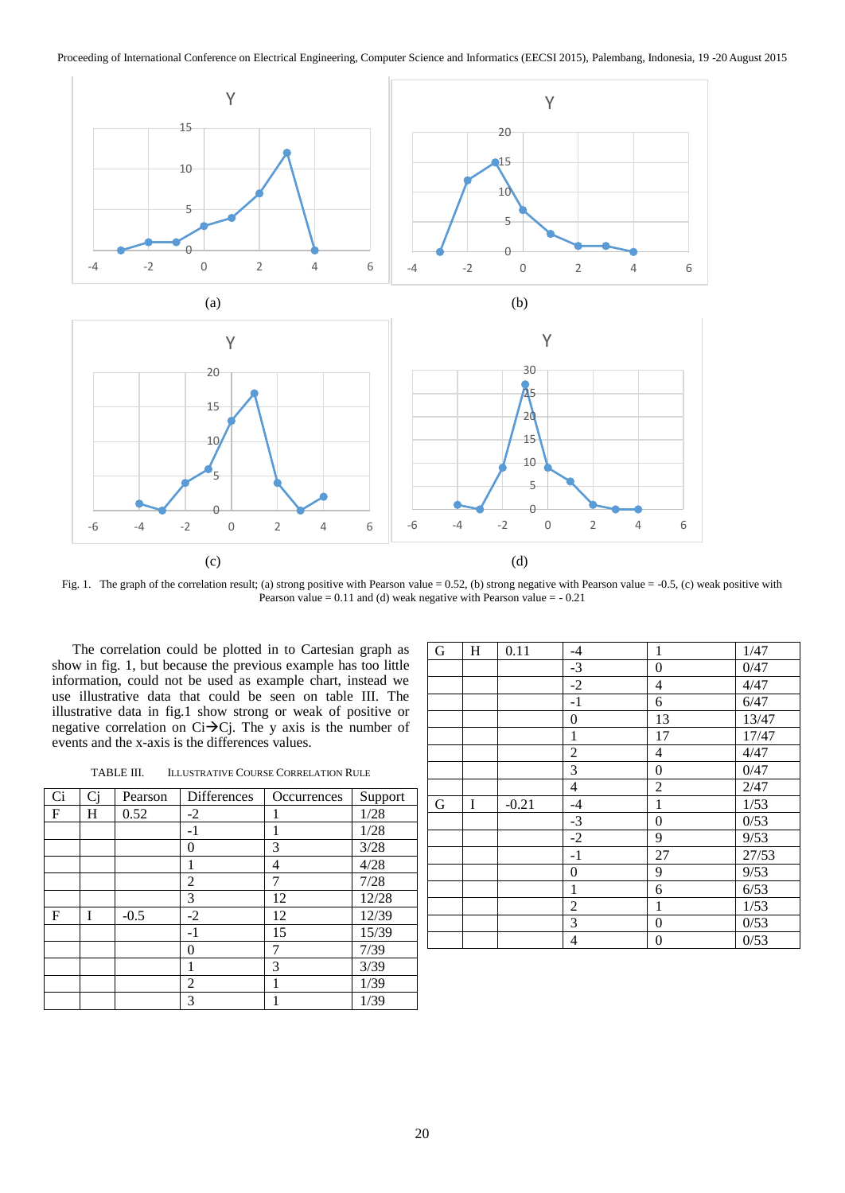(a)

(b)

(c)

(d)

Fig. 1. The graph of the correlation result; (a) strong positive with Pearson value = 0.52, (b) strong negative with Pearson value = -0.5, (c) weak positive with Pearson value = 0.11 and (d) weak negative with Pearson value = - 0.21

The correlation could be plotted in to Cartesian graph as show in fig. 1, but because the previous example has too little information, could not be used as example chart, instead we use illustrative data that could be seen on table III. The illustrative data in fig.1 show strong or weak of positive or negative correlation on Ci→Cj. The y axis is the number of events and the x-axis is the differences values.

TABLE III. ILLUSTRATIVE COURSE CORRELATION RULE

| Ci | Cj | Pearson | Differences | Occurrences | Support |
|---|---|---|---|---|---|
| F | H | 0.52 | -2 | 1 | 1/28 |
| | | | -1 | 1 | 1/28 |
| | | | 0 | 3 | 3/28 |
| | | | 1 | 4 | 4/28 |
| | | | 2 | 7 | 7/28 |
| | | | 3 | 12 | 12/28 |
| F | I | -0.5 | -2 | 12 | 12/39 |
| | | | -1 | 15 | 15/39 |
| | | | 0 | 7 | 7/39 |
| | | | 1 | 3 | 3/39 |
| | | | 2 | 1 | 1/39 |
| | | | 3 | 1 | 1/39 |
| G | H | 0.11 | -4 | 1 | 1/47 |
| | | | -3 | 0 | 0/47 |
| | | | -2 | 4 | 4/47 |
| | | | -1 | 6 | 6/47 |
| | | | 0 | 13 | 13/47 |
| | | | 1 | 17 | 17/47 |
| | | | 2 | 4 | 4/47 |
| | | | 3 | 0 | 0/47 |
| | | | 4 | 2 | 2/47 |
| G | I | -0.21 | -4 | 1 | 1/53 |
| | | | -3 | 0 | 0/53 |
| | | | -2 | 9 | 9/53 |
| | | | -1 | 27 | 27/53 |
| | | | 0 | 9 | 9/53 |
| | | | 1 | 6 | 6/53 |
| | | | 2 | 1 | 1/53 |
| | | | 3 | 0 | 0/53 |
| | | | 4 | 0 | 0/53 |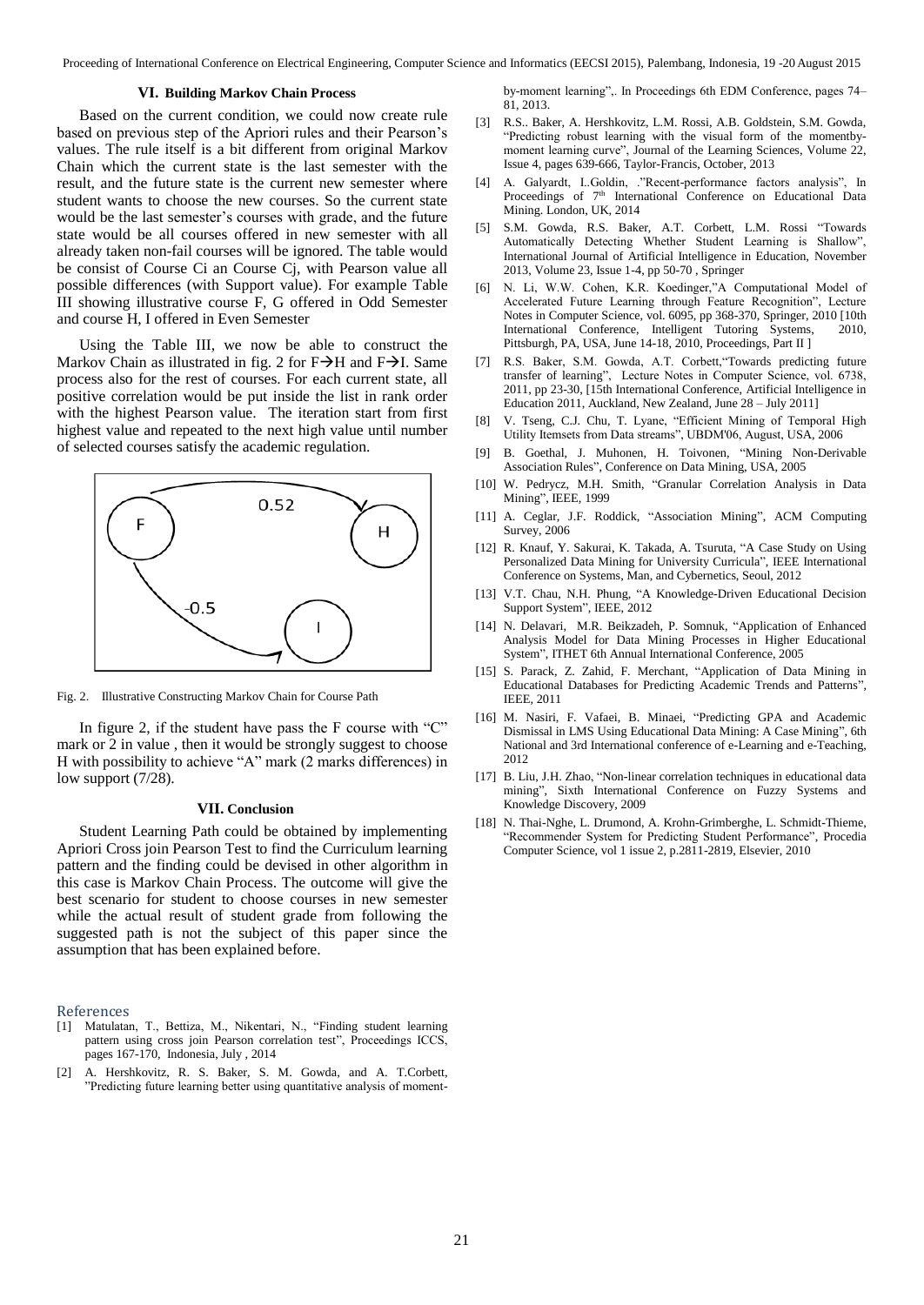## VI. Building Markov Chain Process

Based on the current condition, we could now create rule based on previous step of the Apriori rules and their Pearson's values. The rule itself is a bit different from original Markov Chain which the current state is the last semester with the result, and the future state is the current new semester where student wants to choose the new courses. So the current state would be the last semester's courses with grade, and the future state would be all courses offered in new semester with all already taken non-fail courses will be ignored. The table would be consist of Course Ci an Course Cj, with Pearson value all possible differences (with Support value). For example Table III showing illustrative course F, G offered in Odd Semester and course H, I offered in Even Semester

Using the Table III, we now be able to construct the Markov Chain as illustrated in fig. 2 for F→H and F→I. Same process also for the rest of courses. For each current state, all positive correlation would be put inside the list in rank order with the highest Pearson value. The iteration start from first highest value and repeated to the next high value until number of selected courses satisfy the academic regulation.

F
H
I
0.52
-0.5

Fig. 2. Illustrative Constructing Markov Chain for Course Path

In figure 2, if the student have pass the F course with "C" mark or 2 in value , then it would be strongly suggest to choose H with possibility to achieve "A" mark (2 marks differences) in low support (7/28).

## VII. Conclusion

Student Learning Path could be obtained by implementing Apriori Cross join Pearson Test to find the Curriculum learning pattern and the finding could be devised in other algorithm in this case is Markov Chain Process. The outcome will give the best scenario for student to choose courses in new semester while the actual result of student grade from following the suggested path is not the subject of this paper since the assumption that has been explained before.

## References

[1] Matulatan, T., Bettiza, M., Nikentari, N., "Finding student learning pattern using cross join Pearson correlation test", Proceedings ICCS, pages 167-170, Indonesia, July , 2014

[2] A. Hershkovitz, R. S. Baker, S. M. Gowda, and A. T.Corbett, "Predicting future learning better using quantitative analysis of moment-by-moment learning",. In Proceedings 6th EDM Conference, pages 74–81, 2013.

[3] R.S.. Baker, A. Hershkovitz, L.M. Rossi, A.B. Goldstein, S.M. Gowda, "Predicting robust learning with the visual form of the momentby-moment learning curve", Journal of the Learning Sciences, Volume 22, Issue 4, pages 639-666, Taylor-Francis, October, 2013

[4] A. Galyardt, I..Goldin, ."Recent-performance factors analysis", In Proceedings of 7th International Conference on Educational Data Mining. London, UK, 2014

[5] S.M. Gowda, R.S. Baker, A.T. Corbett, L.M. Rossi "Towards Automatically Detecting Whether Student Learning is Shallow", International Journal of Artificial Intelligence in Education, November 2013, Volume 23, Issue 1-4, pp 50-70 , Springer

[6] N. Li, W.W. Cohen, K.R. Koedinger,"A Computational Model of Accelerated Future Learning through Feature Recognition", Lecture Notes in Computer Science, vol. 6095, pp 368-370, Springer, 2010 [10th International Conference, Intelligent Tutoring Systems, 2010, Pittsburgh, PA, USA, June 14-18, 2010, Proceedings, Part II ]

[7] R.S. Baker, S.M. Gowda, A.T. Corbett,"Towards predicting future transfer of learning", Lecture Notes in Computer Science, vol. 6738, 2011, pp 23-30, [15th International Conference, Artificial Intelligence in Education 2011, Auckland, New Zealand, June 28 – July 2011]

[8] V. Tseng, C.J. Chu, T. Lyane, "Efficient Mining of Temporal High Utility Itemsets from Data streams", UBDM'06, August, USA, 2006

[9] B. Goethal, J. Muhonen, H. Toivonen, "Mining Non-Derivable Association Rules", Conference on Data Mining, USA, 2005

[10] W. Pedrycz, M.H. Smith, "Granular Correlation Analysis in Data Mining", IEEE, 1999

[11] A. Ceglar, J.F. Roddick, "Association Mining", ACM Computing Survey, 2006

[12] R. Knauf, Y. Sakurai, K. Takada, A. Tsuruta, "A Case Study on Using Personalized Data Mining for University Curricula", IEEE International Conference on Systems, Man, and Cybernetics, Seoul, 2012

[13] V.T. Chau, N.H. Phung, "A Knowledge-Driven Educational Decision Support System", IEEE, 2012

[14] N. Delavari, M.R. Beikzadeh, P. Somnuk, "Application of Enhanced Analysis Model for Data Mining Processes in Higher Educational System", ITHET 6th Annual International Conference, 2005

[15] S. Parack, Z. Zahid, F. Merchant, "Application of Data Mining in Educational Databases for Predicting Academic Trends and Patterns", IEEE, 2011

[16] M. Nasiri, F. Vafaei, B. Minaei, "Predicting GPA and Academic Dismissal in LMS Using Educational Data Mining: A Case Mining", 6th National and 3rd International conference of e-Learning and e-Teaching, 2012

[17] B. Liu, J.H. Zhao, "Non-linear correlation techniques in educational data mining", Sixth International Conference on Fuzzy Systems and Knowledge Discovery, 2009

[18] N. Thai-Nghe, L. Drumond, A. Krohn-Grimberghe, L. Schmidt-Thieme, "Recommender System for Predicting Student Performance", Procedia Computer Science, vol 1 issue 2, p.2811-2819, Elsevier, 2010